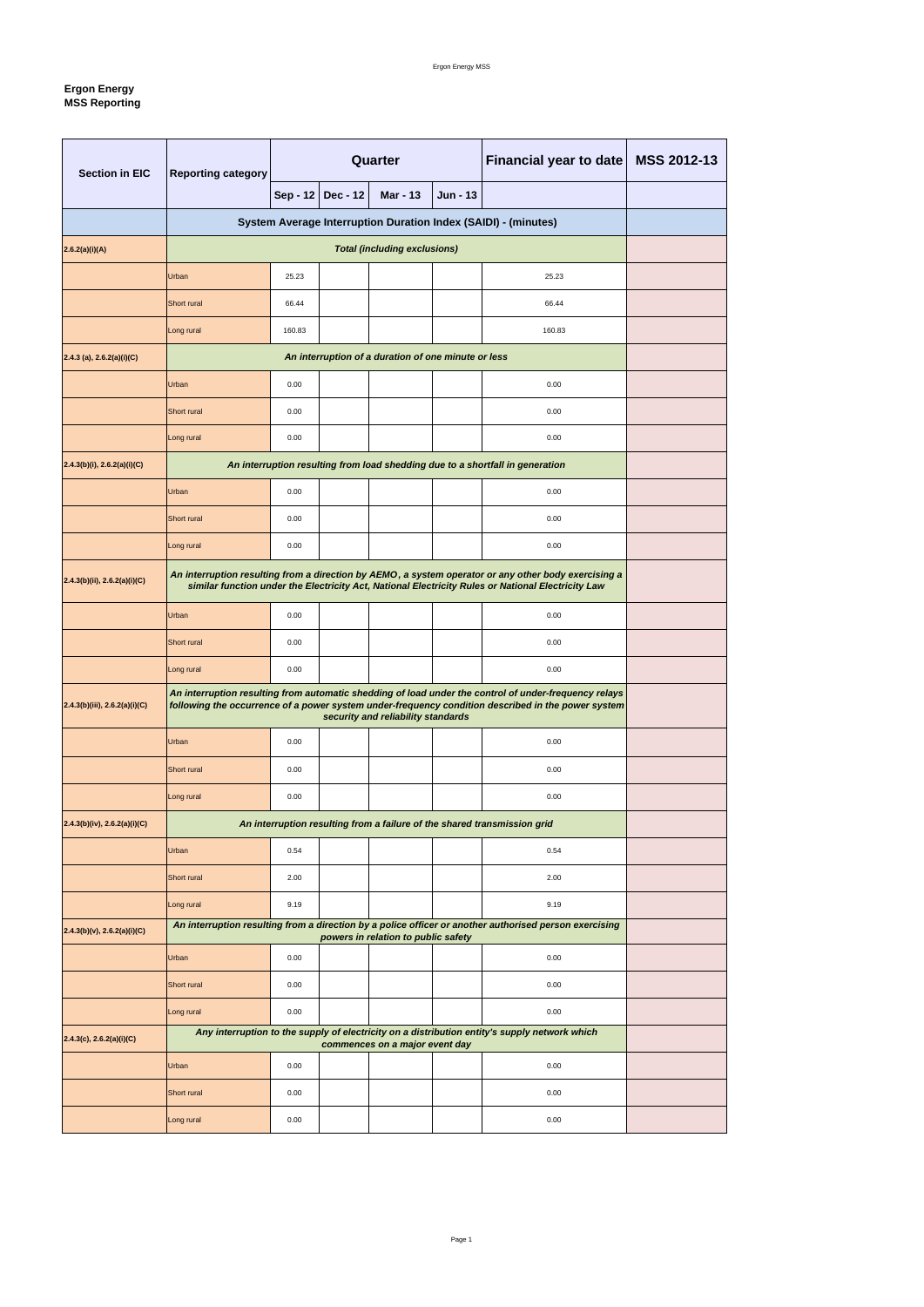**Ergon Energy**
**MSS Reporting**

| Section in EIC | Reporting category | Quarter | | | | Financial year to date | MSS 2012-13 |
|---|---|---|---|---|---|---|---|
| | | Sep - 12 | Dec - 12 | Mar - 13 | Jun - 13 | | |
| | **System Average Interruption Duration Index (SAIDI) - (minutes)** | | | | | | |
| **2.6.2(a)(i)(A)** | ***Total (including exclusions)*** | | | | | | |
| | Urban | 25.23 | | | | 25.23 | |
| | Short rural | 66.44 | | | | 66.44 | |
| | Long rural | 160.83 | | | | 160.83 | |
| **2.4.3 (a), 2.6.2(a)(i)(C)** | ***An interruption of a duration of one minute or less*** | | | | | | |
| | Urban | 0.00 | | | | 0.00 | |
| | Short rural | 0.00 | | | | 0.00 | |
| | Long rural | 0.00 | | | | 0.00 | |
| **2.4.3(b)(i), 2.6.2(a)(i)(C)** | ***An interruption resulting from load shedding due to a shortfall in generation*** | | | | | | |
| | Urban | 0.00 | | | | 0.00 | |
| | Short rural | 0.00 | | | | 0.00 | |
| | Long rural | 0.00 | | | | 0.00 | |
| **2.4.3(b)(ii), 2.6.2(a)(i)(C)** | ***An interruption resulting from a direction by AEMO, a system operator or any other body exercising a similar function under the Electricity Act, National Electricity Rules or National Electricity Law*** | | | | | | |
| | Urban | 0.00 | | | | 0.00 | |
| | Short rural | 0.00 | | | | 0.00 | |
| | Long rural | 0.00 | | | | 0.00 | |
| **2.4.3(b)(iii), 2.6.2(a)(i)(C)** | ***An interruption resulting from automatic shedding of load under the control of under-frequency relays following the occurrence of a power system under-frequency condition described in the power system security and reliability standards*** | | | | | | |
| | Urban | 0.00 | | | | 0.00 | |
| | Short rural | 0.00 | | | | 0.00 | |
| | Long rural | 0.00 | | | | 0.00 | |
| **2.4.3(b)(iv), 2.6.2(a)(i)(C)** | ***An interruption resulting from a failure of the shared transmission grid*** | | | | | | |
| | Urban | 0.54 | | | | 0.54 | |
| | Short rural | 2.00 | | | | 2.00 | |
| | Long rural | 9.19 | | | | 9.19 | |
| **2.4.3(b)(v), 2.6.2(a)(i)(C)** | ***An interruption resulting from a direction by a police officer or another authorised person exercising powers in relation to public safety*** | | | | | | |
| | Urban | 0.00 | | | | 0.00 | |
| | Short rural | 0.00 | | | | 0.00 | |
| | Long rural | 0.00 | | | | 0.00 | |
| **2.4.3(c), 2.6.2(a)(i)(C)** | ***Any interruption to the supply of electricity on a distribution entity's supply network which commences on a major event day*** | | | | | | |
| | Urban | 0.00 | | | | 0.00 | |
| | Short rural | 0.00 | | | | 0.00 | |
| | Long rural | 0.00 | | | | 0.00 | |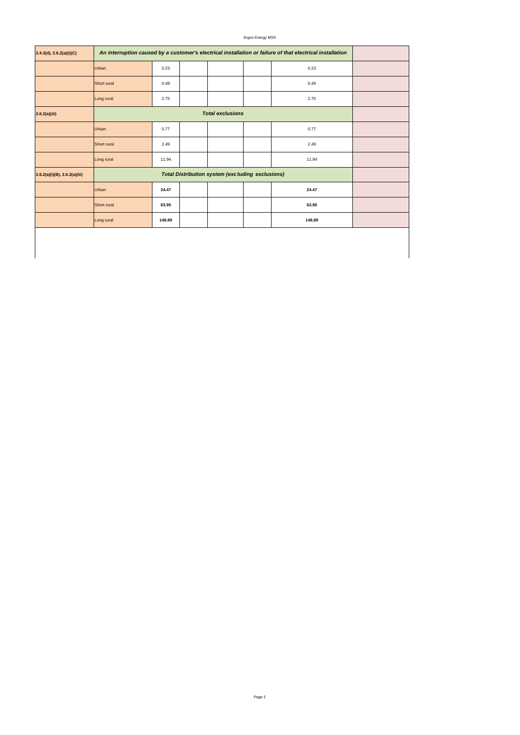| | | | | | | | |
|---|---|---|---|---|---|---|---|
| **2.4.3(d), 2.6.2(a)(i)(C)** | ***An interruption caused by a customer's electrical installation or failure of that electrical installation*** | | | | | | |
| | Urban | 0.23 | | | | 0.23 | |
| | Short rural | 0.49 | | | | 0.49 | |
| | Long rural | 2.75 | | | | 2.75 | |
| **2.6.2(a)(iii)** | ***Total exclusions*** | | | | | | |
| | Urban | 0.77 | | | | 0.77 | |
| | Short rural | 2.49 | | | | 2.49 | |
| | Long rural | 11.94 | | | | 11.94 | |
| **2.6.2(a)(i)(B), 2.6.2(a)(iii)** | ***Total Distribution system (excluding exclusions)*** | | | | | | |
| | Urban | **24.47** | | | | **24.47** | |
| | Short rural | **63.95** | | | | **63.95** | |
| | Long rural | **148.89** | | | | **148.89** | |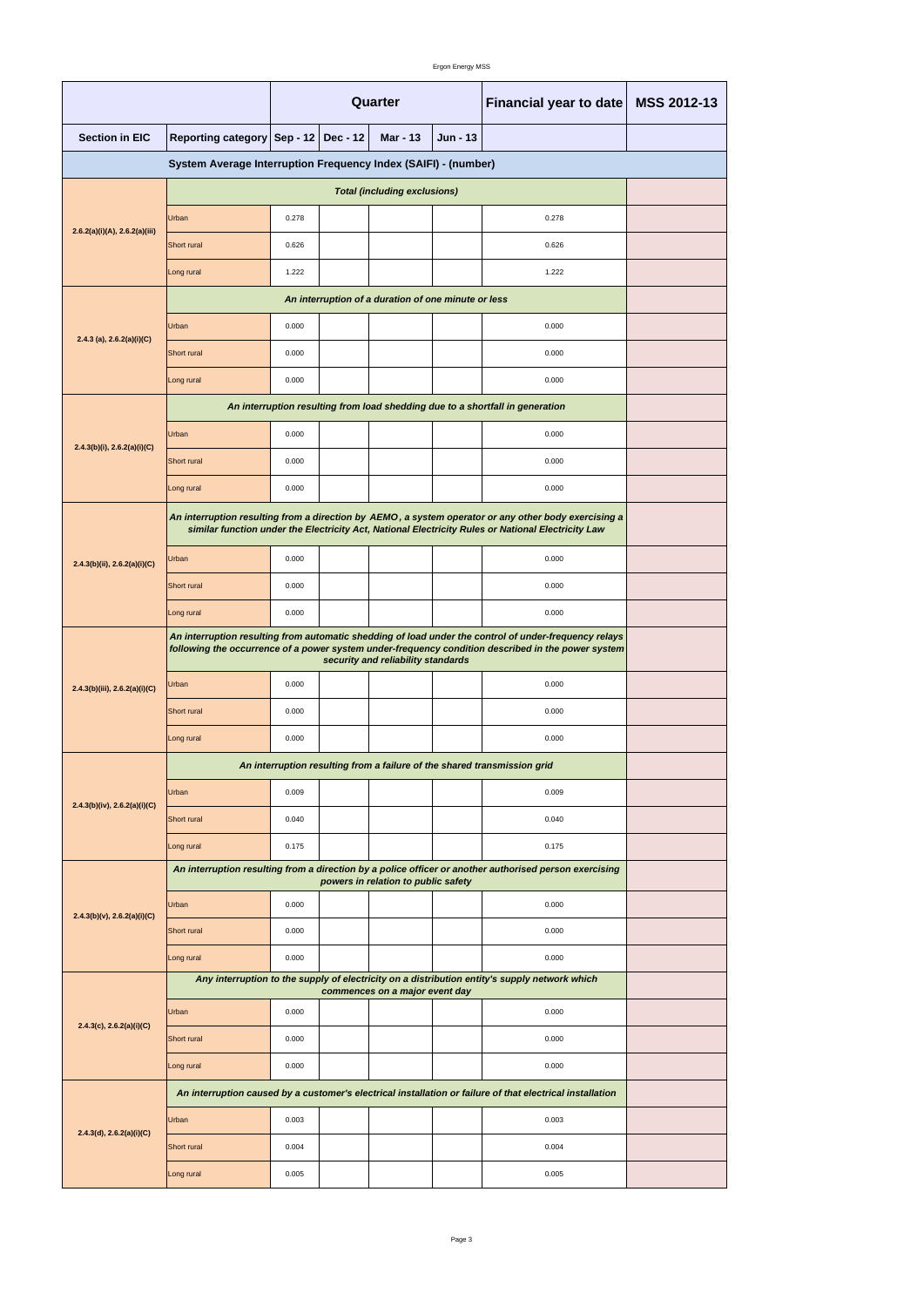| | | Quarter | | | | Financial year to date | MSS 2012-13 |
|---|---|---|---|---|---|---|---|
| **Section in EIC** | **Reporting category** | **Sep - 12** | **Dec - 12** | **Mar - 13** | **Jun - 13** | | |
| **System Average Interruption Frequency Index (SAIFI) - (number)** | | | | | | | |
| | ***Total (including exclusions)*** | | | | | | |
| 2.6.2(a)(i)(A), 2.6.2(a)(iii) | Urban | 0.278 | | | | 0.278 | |
| | Short rural | 0.626 | | | | 0.626 | |
| | Long rural | 1.222 | | | | 1.222 | |
| | ***An interruption of a duration of one minute or less*** | | | | | | |
| 2.4.3 (a), 2.6.2(a)(i)(C) | Urban | 0.000 | | | | 0.000 | |
| | Short rural | 0.000 | | | | 0.000 | |
| | Long rural | 0.000 | | | | 0.000 | |
| | ***An interruption resulting from load shedding due to a shortfall in generation*** | | | | | | |
| 2.4.3(b)(i), 2.6.2(a)(i)(C) | Urban | 0.000 | | | | 0.000 | |
| | Short rural | 0.000 | | | | 0.000 | |
| | Long rural | 0.000 | | | | 0.000 | |
| | ***An interruption resulting from a direction by AEMO, a system operator or any other body exercising a similar function under the Electricity Act, National Electricity Rules or National Electricity Law*** | | | | | | |
| 2.4.3(b)(ii), 2.6.2(a)(i)(C) | Urban | 0.000 | | | | 0.000 | |
| | Short rural | 0.000 | | | | 0.000 | |
| | Long rural | 0.000 | | | | 0.000 | |
| | ***An interruption resulting from automatic shedding of load under the control of under-frequency relays following the occurrence of a power system under-frequency condition described in the power system security and reliability standards*** | | | | | | |
| 2.4.3(b)(iii), 2.6.2(a)(i)(C) | Urban | 0.000 | | | | 0.000 | |
| | Short rural | 0.000 | | | | 0.000 | |
| | Long rural | 0.000 | | | | 0.000 | |
| | ***An interruption resulting from a failure of the shared transmission grid*** | | | | | | |
| 2.4.3(b)(iv), 2.6.2(a)(i)(C) | Urban | 0.009 | | | | 0.009 | |
| | Short rural | 0.040 | | | | 0.040 | |
| | Long rural | 0.175 | | | | 0.175 | |
| | ***An interruption resulting from a direction by a police officer or another authorised person exercising powers in relation to public safety*** | | | | | | |
| 2.4.3(b)(v), 2.6.2(a)(i)(C) | Urban | 0.000 | | | | 0.000 | |
| | Short rural | 0.000 | | | | 0.000 | |
| | Long rural | 0.000 | | | | 0.000 | |
| | ***Any interruption to the supply of electricity on a distribution entity's supply network which commences on a major event day*** | | | | | | |
| 2.4.3(c), 2.6.2(a)(i)(C) | Urban | 0.000 | | | | 0.000 | |
| | Short rural | 0.000 | | | | 0.000 | |
| | Long rural | 0.000 | | | | 0.000 | |
| | ***An interruption caused by a customer's electrical installation or failure of that electrical installation*** | | | | | | |
| 2.4.3(d), 2.6.2(a)(i)(C) | Urban | 0.003 | | | | 0.003 | |
| | Short rural | 0.004 | | | | 0.004 | |
| | Long rural | 0.005 | | | | 0.005 | |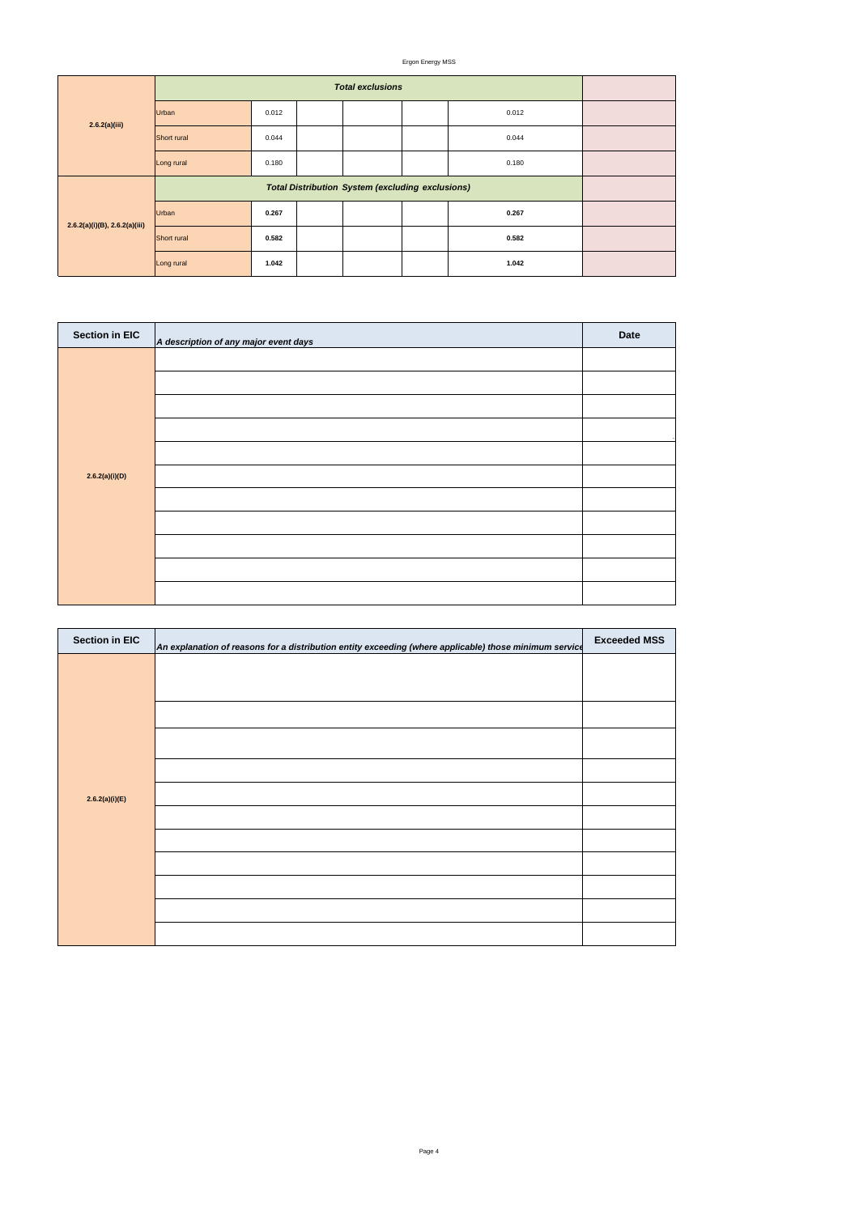| 2.6.2(a)(iii) | *Total exclusions* | | | | | | |
|---|---|---|---|---|---|---|---|
| | Urban | 0.012 | | | | 0.012 | |
| | Short rural | 0.044 | | | | 0.044 | |
| | Long rural | 0.180 | | | | 0.180 | |
| 2.6.2(a)(i)(B), 2.6.2(a)(iii) | ***Total Distribution System (excluding exclusions)*** | | | | | | |
| | Urban | **0.267** | | | | **0.267** | |
| | Short rural | **0.582** | | | | **0.582** | |
| | Long rural | **1.042** | | | | **1.042** | |

| Section in EIC | *A description of any major event days* | Date |
|---|---|---|
| 2.6.2(a)(i)(D) | | |
| | | |
| | | |
| | | |
| | | |
| | | |
| | | |
| | | |
| | | |
| | | |
| | | |

| Section in EIC | *An explanation of reasons for a distribution entity exceeding (where applicable) those minimum service* | Exceeded MSS |
|---|---|---|
| 2.6.2(a)(i)(E) | | |
| | | |
| | | |
| | | |
| | | |
| | | |
| | | |
| | | |
| | | |
| | | |
| | | |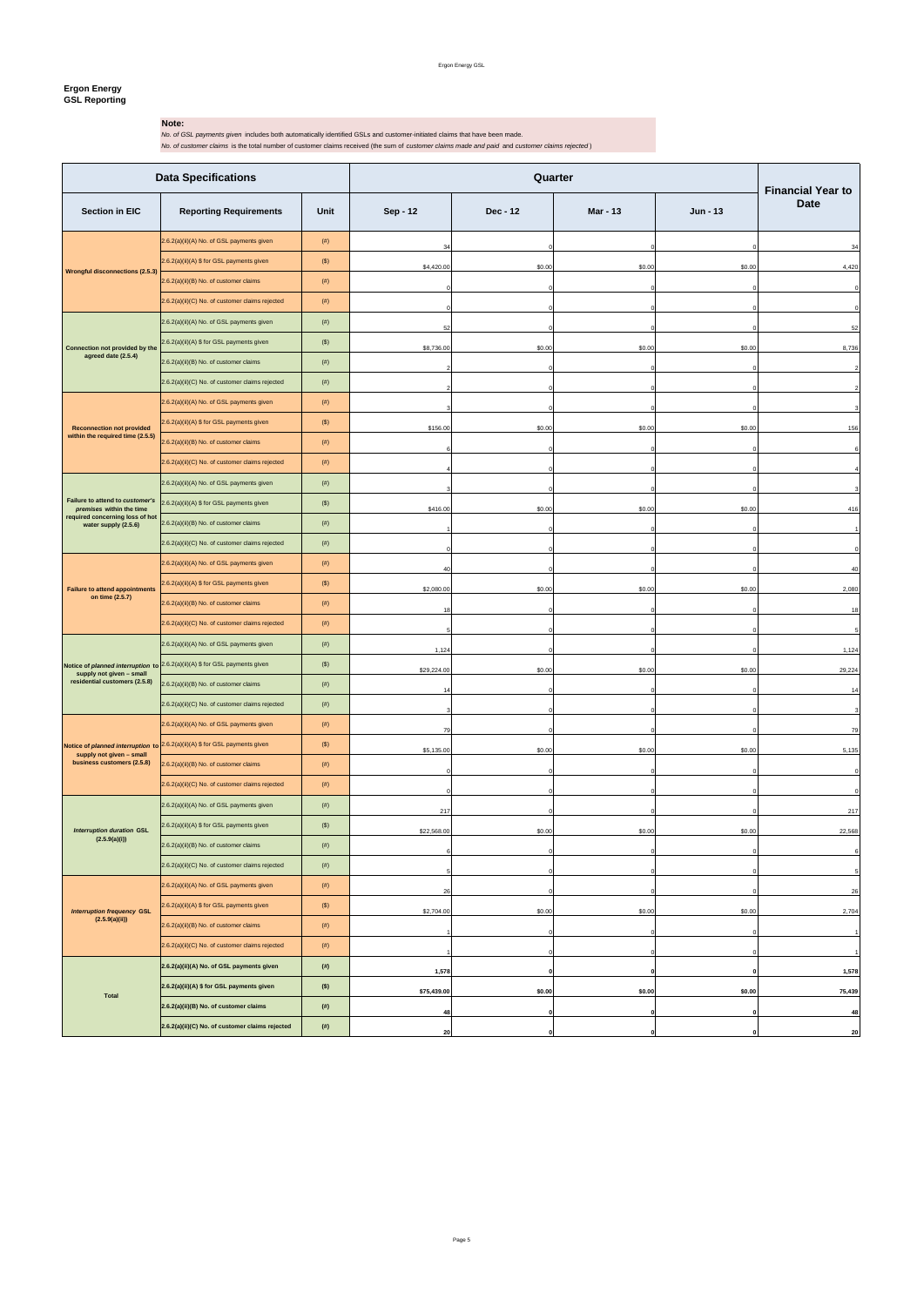**Ergon Energy**
**GSL Reporting**

**Note:**
*No. of GSL payments given* includes both automatically identified GSLs and customer-initiated claims that have been made.
*No. of customer claims* is the total number of customer claims received (the sum of *customer claims made and paid* and *customer claims rejected* )

| Data Specifications | | | Quarter | | | | Financial Year to Date |
|---|---|---|---|---|---|---|---|
| Section in EIC | Reporting Requirements | Unit | Sep - 12 | Dec - 12 | Mar - 13 | Jun - 13 | |
| Wrongful disconnections (2.5.3) | 2.6.2(a)(ii)(A) No. of GSL payments given | (#) | 34 | 0 | 0 | 0 | 34 |
| | 2.6.2(a)(ii)(A) $ for GSL payments given | ($) | $4,420.00 | $0.00 | $0.00 | $0.00 | 4,420 |
| | 2.6.2(a)(ii)(B) No. of customer claims | (#) | 0 | 0 | 0 | 0 | 0 |
| | 2.6.2(a)(ii)(C) No. of customer claims rejected | (#) | 0 | 0 | 0 | 0 | 0 |
| Connection not provided by the agreed date (2.5.4) | 2.6.2(a)(ii)(A) No. of GSL payments given | (#) | 52 | 0 | 0 | 0 | 52 |
| | 2.6.2(a)(ii)(A) $ for GSL payments given | ($) | $8,736.00 | $0.00 | $0.00 | $0.00 | 8,736 |
| | 2.6.2(a)(ii)(B) No. of customer claims | (#) | 2 | 0 | 0 | 0 | 2 |
| | 2.6.2(a)(ii)(C) No. of customer claims rejected | (#) | 2 | 0 | 0 | 0 | 2 |
| Reconnection not provided within the required time (2.5.5) | 2.6.2(a)(ii)(A) No. of GSL payments given | (#) | 3 | 0 | 0 | 0 | 3 |
| | 2.6.2(a)(ii)(A) $ for GSL payments given | ($) | $156.00 | $0.00 | $0.00 | $0.00 | 156 |
| | 2.6.2(a)(ii)(B) No. of customer claims | (#) | 6 | 0 | 0 | 0 | 6 |
| | 2.6.2(a)(ii)(C) No. of customer claims rejected | (#) | 4 | 0 | 0 | 0 | 4 |
| Failure to attend to *customer's premises* within the time required concerning loss of hot water supply (2.5.6) | 2.6.2(a)(ii)(A) No. of GSL payments given | (#) | 3 | 0 | 0 | 0 | 3 |
| | 2.6.2(a)(ii)(A) $ for GSL payments given | ($) | $416.00 | $0.00 | $0.00 | $0.00 | 416 |
| | 2.6.2(a)(ii)(B) No. of customer claims | (#) | 1 | 0 | 0 | 0 | 1 |
| | 2.6.2(a)(ii)(C) No. of customer claims rejected | (#) | 0 | 0 | 0 | 0 | 0 |
| Failure to attend appointments on time (2.5.7) | 2.6.2(a)(ii)(A) No. of GSL payments given | (#) | 40 | 0 | 0 | 0 | 40 |
| | 2.6.2(a)(ii)(A) $ for GSL payments given | ($) | $2,080.00 | $0.00 | $0.00 | $0.00 | 2,080 |
| | 2.6.2(a)(ii)(B) No. of customer claims | (#) | 18 | 0 | 0 | 0 | 18 |
| | 2.6.2(a)(ii)(C) No. of customer claims rejected | (#) | 5 | 0 | 0 | 0 | 5 |
| Notice of *planned interruption* to supply not given – small residential customers (2.5.8) | 2.6.2(a)(ii)(A) No. of GSL payments given | (#) | 1,124 | 0 | 0 | 0 | 1,124 |
| | 2.6.2(a)(ii)(A) $ for GSL payments given | ($) | $29,224.00 | $0.00 | $0.00 | $0.00 | 29,224 |
| | 2.6.2(a)(ii)(B) No. of customer claims | (#) | 14 | 0 | 0 | 0 | 14 |
| | 2.6.2(a)(ii)(C) No. of customer claims rejected | (#) | 3 | 0 | 0 | 0 | 3 |
| Notice of *planned interruption* to supply not given – small business customers (2.5.8) | 2.6.2(a)(ii)(A) No. of GSL payments given | (#) | 79 | 0 | 0 | 0 | 79 |
| | 2.6.2(a)(ii)(A) $ for GSL payments given | ($) | $5,135.00 | $0.00 | $0.00 | $0.00 | 5,135 |
| | 2.6.2(a)(ii)(B) No. of customer claims | (#) | 0 | 0 | 0 | 0 | 0 |
| | 2.6.2(a)(ii)(C) No. of customer claims rejected | (#) | 0 | 0 | 0 | 0 | 0 |
| *Interruption duration* GSL (2.5.9(a)(i)) | 2.6.2(a)(ii)(A) No. of GSL payments given | (#) | 217 | 0 | 0 | 0 | 217 |
| | 2.6.2(a)(ii)(A) $ for GSL payments given | ($) | $22,568.00 | $0.00 | $0.00 | $0.00 | 22,568 |
| | 2.6.2(a)(ii)(B) No. of customer claims | (#) | 6 | 0 | 0 | 0 | 6 |
| | 2.6.2(a)(ii)(C) No. of customer claims rejected | (#) | 5 | 0 | 0 | 0 | 5 |
| *Interruption frequency* GSL (2.5.9(a)(ii)) | 2.6.2(a)(ii)(A) No. of GSL payments given | (#) | 26 | 0 | 0 | 0 | 26 |
| | 2.6.2(a)(ii)(A) $ for GSL payments given | ($) | $2,704.00 | $0.00 | $0.00 | $0.00 | 2,704 |
| | 2.6.2(a)(ii)(B) No. of customer claims | (#) | 1 | 0 | 0 | 0 | 1 |
| | 2.6.2(a)(ii)(C) No. of customer claims rejected | (#) | 1 | 0 | 0 | 0 | 1 |
| **Total** | **2.6.2(a)(ii)(A) No. of GSL payments given** | **(#)** | **1,578** | **0** | **0** | **0** | **1,578** |
| | **2.6.2(a)(ii)(A) $ for GSL payments given** | **($)** | **$75,439.00** | **$0.00** | **$0.00** | **$0.00** | **75,439** |
| | **2.6.2(a)(ii)(B) No. of customer claims** | **(#)** | **48** | **0** | **0** | **0** | **48** |
| | **2.6.2(a)(ii)(C) No. of customer claims rejected** | **(#)** | **20** | **0** | **0** | **0** | **20** |